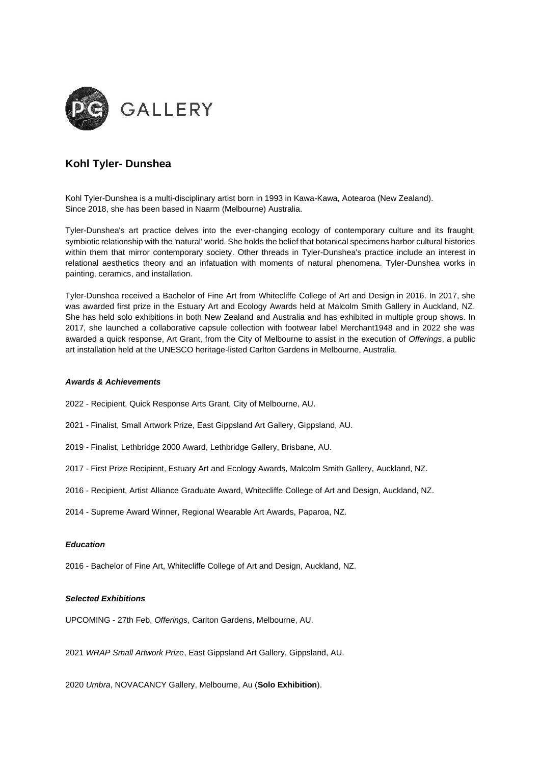PG GALLERY

## Kohl Tyler- Dunshea

Kohl Tyler-Dunshea is a multi-disciplinary artist born in 1993 in Kawa-Kawa, Aotearoa (New Zealand).
Since 2018, she has been based in Naarm (Melbourne) Australia.

Tyler-Dunshea's art practice delves into the ever-changing ecology of contemporary culture and its fraught, symbiotic relationship with the 'natural' world. She holds the belief that botanical specimens harbor cultural histories within them that mirror contemporary society. Other threads in Tyler-Dunshea's practice include an interest in relational aesthetics theory and an infatuation with moments of natural phenomena. Tyler-Dunshea works in painting, ceramics, and installation.

Tyler-Dunshea received a Bachelor of Fine Art from Whitecliffe College of Art and Design in 2016. In 2017, she was awarded first prize in the Estuary Art and Ecology Awards held at Malcolm Smith Gallery in Auckland, NZ. She has held solo exhibitions in both New Zealand and Australia and has exhibited in multiple group shows. In 2017, she launched a collaborative capsule collection with footwear label Merchant1948 and in 2022 she was awarded a quick response, Art Grant, from the City of Melbourne to assist in the execution of *Offerings*, a public art installation held at the UNESCO heritage-listed Carlton Gardens in Melbourne, Australia.

### *Awards & Achievements*

2022 - Recipient, Quick Response Arts Grant, City of Melbourne, AU.

2021 - Finalist, Small Artwork Prize, East Gippsland Art Gallery, Gippsland, AU.

2019 - Finalist, Lethbridge 2000 Award, Lethbridge Gallery, Brisbane, AU.

2017 - First Prize Recipient, Estuary Art and Ecology Awards, Malcolm Smith Gallery, Auckland, NZ.

2016 - Recipient, Artist Alliance Graduate Award, Whitecliffe College of Art and Design, Auckland, NZ.

2014 - Supreme Award Winner, Regional Wearable Art Awards, Paparoa, NZ.

### *Education*

2016 - Bachelor of Fine Art, Whitecliffe College of Art and Design, Auckland, NZ.

### *Selected Exhibitions*

UPCOMING - 27th Feb, *Offerings,* Carlton Gardens, Melbourne, AU.

2021 *WRAP Small Artwork Prize*, East Gippsland Art Gallery, Gippsland, AU.

2020 *Umbra*, NOVACANCY Gallery, Melbourne, Au (**Solo Exhibition**).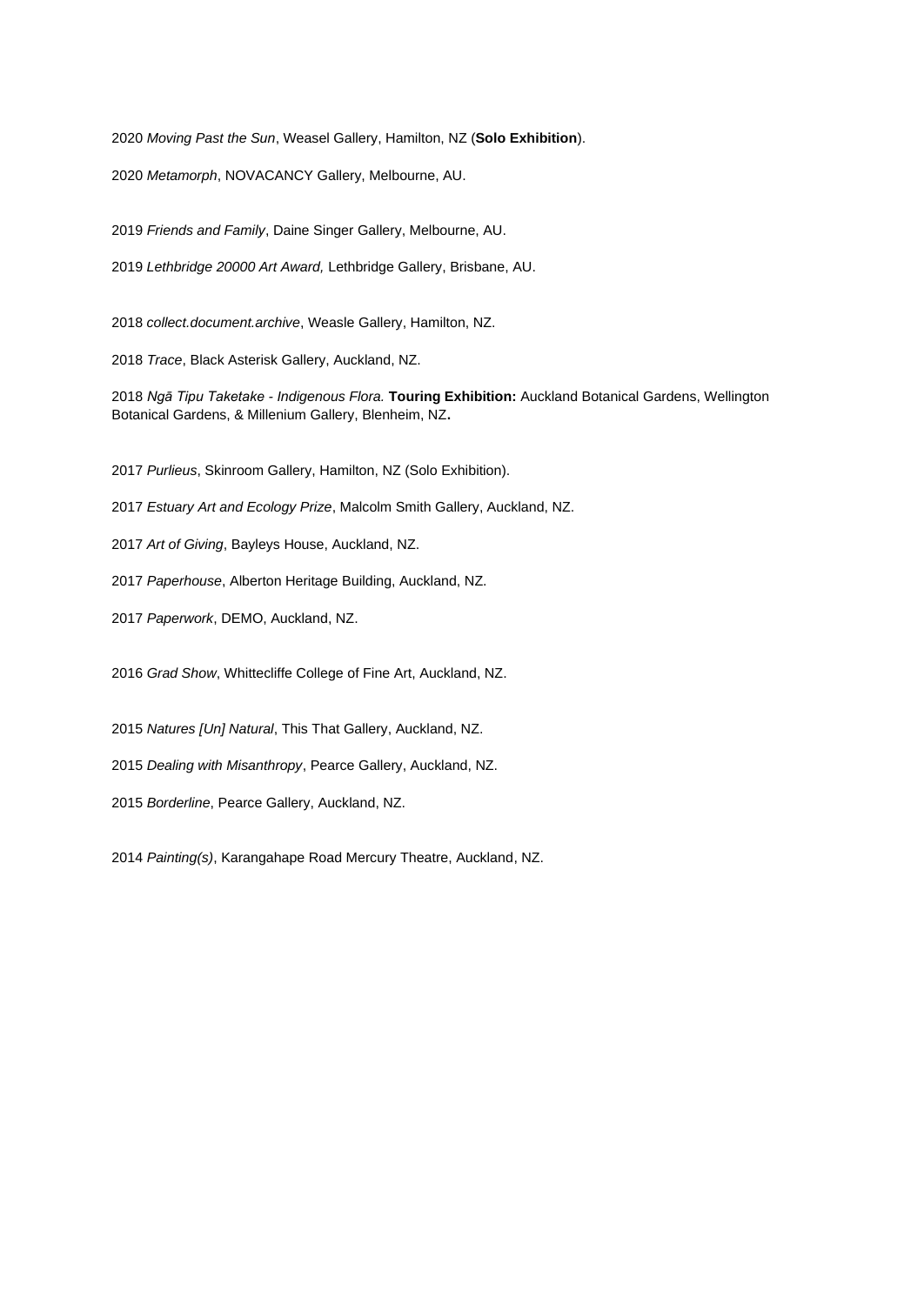2020 *Moving Past the Sun*, Weasel Gallery, Hamilton, NZ (**Solo Exhibition**).

2020 *Metamorph*, NOVACANCY Gallery, Melbourne, AU.

2019 *Friends and Family*, Daine Singer Gallery, Melbourne, AU.

2019 *Lethbridge 20000 Art Award,* Lethbridge Gallery, Brisbane, AU.

2018 *collect.document.archive*, Weasle Gallery, Hamilton, NZ.

2018 *Trace*, Black Asterisk Gallery, Auckland, NZ.

2018 *Ngā Tipu Taketake - Indigenous Flora.* **Touring Exhibition:** Auckland Botanical Gardens, Wellington Botanical Gardens, & Millenium Gallery, Blenheim, NZ**.**

2017 *Purlieus*, Skinroom Gallery, Hamilton, NZ (Solo Exhibition).

2017 *Estuary Art and Ecology Prize*, Malcolm Smith Gallery, Auckland, NZ.

2017 *Art of Giving*, Bayleys House, Auckland, NZ.

2017 *Paperhouse*, Alberton Heritage Building, Auckland, NZ.

2017 *Paperwork*, DEMO, Auckland, NZ.

2016 *Grad Show*, Whittecliffe College of Fine Art, Auckland, NZ.

2015 *Natures [Un] Natural*, This That Gallery, Auckland, NZ.

2015 *Dealing with Misanthropy*, Pearce Gallery, Auckland, NZ.

2015 *Borderline*, Pearce Gallery, Auckland, NZ.

2014 *Painting(s)*, Karangahape Road Mercury Theatre, Auckland, NZ.